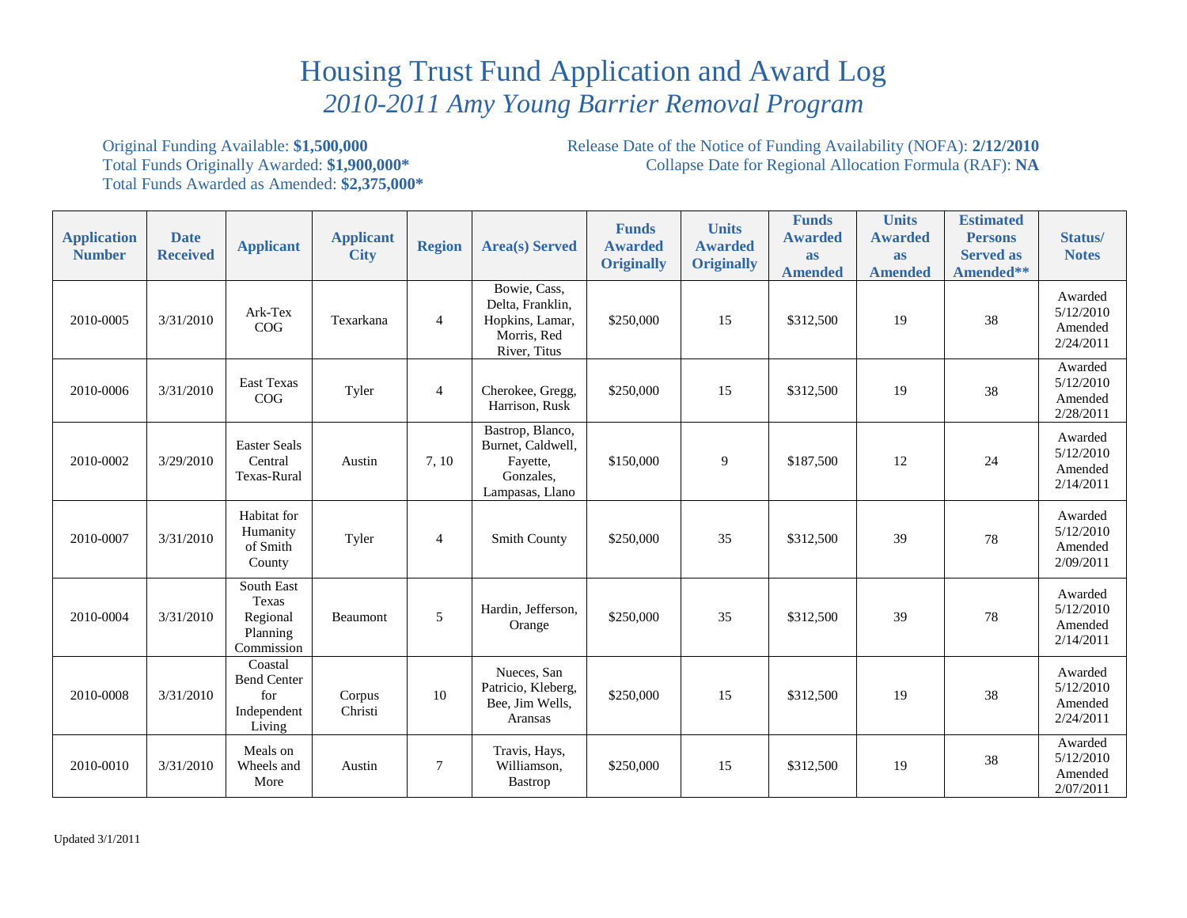# Housing Trust Fund Application and Award Log

## *2010-2011 Amy Young Barrier Removal Program*

Original Funding Available: **$1,500,000**
Total Funds Originally Awarded: **$1,900,000***
Total Funds Awarded as Amended: **$2,375,000***

Release Date of the Notice of Funding Availability (NOFA): **2/12/2010**
Collapse Date for Regional Allocation Formula (RAF): **NA**

| Application Number | Date Received | Applicant | Applicant City | Region | Area(s) Served | Funds Awarded Originally | Units Awarded Originally | Funds Awarded as Amended | Units Awarded as Amended | Estimated Persons Served as Amended** | Status/ Notes |
|---|---|---|---|---|---|---|---|---|---|---|---|
| 2010-0005 | 3/31/2010 | Ark-Tex COG | Texarkana | 4 | Bowie, Cass, Delta, Franklin, Hopkins, Lamar, Morris, Red River, Titus | $250,000 | 15 | $312,500 | 19 | 38 | Awarded 5/12/2010 Amended 2/24/2011 |
| 2010-0006 | 3/31/2010 | East Texas COG | Tyler | 4 | Cherokee, Gregg, Harrison, Rusk | $250,000 | 15 | $312,500 | 19 | 38 | Awarded 5/12/2010 Amended 2/28/2011 |
| 2010-0002 | 3/29/2010 | Easter Seals Central Texas-Rural | Austin | 7, 10 | Bastrop, Blanco, Burnet, Caldwell, Fayette, Gonzales, Lampasas, Llano | $150,000 | 9 | $187,500 | 12 | 24 | Awarded 5/12/2010 Amended 2/14/2011 |
| 2010-0007 | 3/31/2010 | Habitat for Humanity of Smith County | Tyler | 4 | Smith County | $250,000 | 35 | $312,500 | 39 | 78 | Awarded 5/12/2010 Amended 2/09/2011 |
| 2010-0004 | 3/31/2010 | South East Texas Regional Planning Commission | Beaumont | 5 | Hardin, Jefferson, Orange | $250,000 | 35 | $312,500 | 39 | 78 | Awarded 5/12/2010 Amended 2/14/2011 |
| 2010-0008 | 3/31/2010 | Coastal Bend Center for Independent Living | Corpus Christi | 10 | Nueces, San Patricio, Kleberg, Bee, Jim Wells, Aransas | $250,000 | 15 | $312,500 | 19 | 38 | Awarded 5/12/2010 Amended 2/24/2011 |
| 2010-0010 | 3/31/2010 | Meals on Wheels and More | Austin | 7 | Travis, Hays, Williamson, Bastrop | $250,000 | 15 | $312,500 | 19 | 38 | Awarded 5/12/2010 Amended 2/07/2011 |

Updated 3/1/2011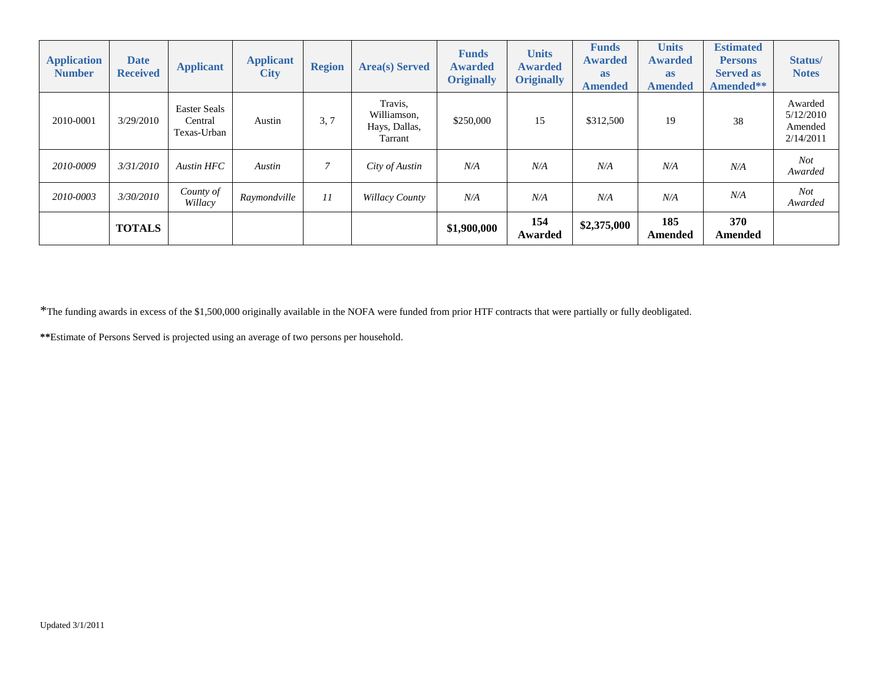| Application Number | Date Received | Applicant | Applicant City | Region | Area(s) Served | Funds Awarded Originally | Units Awarded Originally | Funds Awarded as Amended | Units Awarded as Amended | Estimated Persons Served as Amended** | Status/ Notes |
|---|---|---|---|---|---|---|---|---|---|---|---|
| 2010-0001 | 3/29/2010 | Easter Seals Central Texas-Urban | Austin | 3, 7 | Travis, Williamson, Hays, Dallas, Tarrant | $250,000 | 15 | $312,500 | 19 | 38 | Awarded 5/12/2010 Amended 2/14/2011 |
| *2010-0009* | *3/31/2010* | *Austin HFC* | *Austin* | *7* | *City of Austin* | *N/A* | *N/A* | *N/A* | *N/A* | *N/A* | *Not Awarded* |
| *2010-0003* | *3/30/2010* | *County of Willacy* | *Raymondville* | *11* | *Willacy County* | *N/A* | *N/A* | *N/A* | *N/A* | *N/A* | *Not Awarded* |
| | **TOTALS** | | | | | **$1,900,000** | **154 Awarded** | **$2,375,000** | **185 Amended** | **370 Amended** | |

*The funding awards in excess of the $1,500,000 originally available in the NOFA were funded from prior HTF contracts that were partially or fully deobligated.

**Estimate of Persons Served is projected using an average of two persons per household.

Updated 3/1/2011